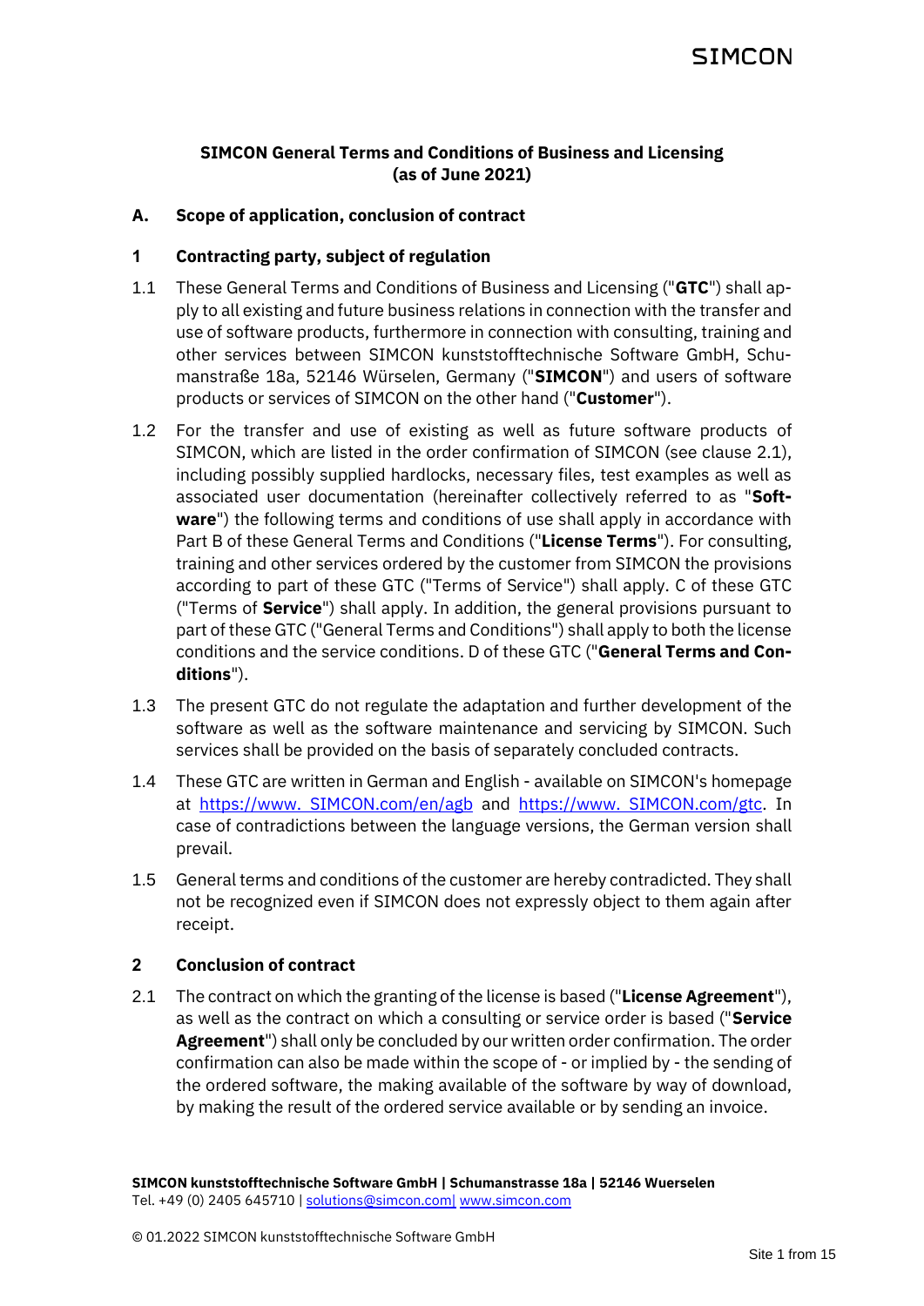# SIMCON General Terms and Conditions of Business and Licensing (as of June 2021)

## A. Scope of application, conclusion of contract

### 1 Contracting party, subject of regulation

1.1 These General Terms and Conditions of Business and Licensing ("**GTC**") shall apply to all existing and future business relations in connection with the transfer and use of software products, furthermore in connection with consulting, training and other services between SIMCON kunststofftechnische Software GmbH, Schumanstraße 18a, 52146 Würselen, Germany ("**SIMCON**") and users of software products or services of SIMCON on the other hand ("**Customer**").

1.2 For the transfer and use of existing as well as future software products of SIMCON, which are listed in the order confirmation of SIMCON (see clause 2.1), including possibly supplied hardlocks, necessary files, test examples as well as associated user documentation (hereinafter collectively referred to as "**Software**") the following terms and conditions of use shall apply in accordance with Part B of these General Terms and Conditions ("**License Terms**"). For consulting, training and other services ordered by the customer from SIMCON the provisions according to part of these GTC ("Terms of Service") shall apply. C of these GTC ("Terms of **Service**") shall apply. In addition, the general provisions pursuant to part of these GTC ("General Terms and Conditions") shall apply to both the license conditions and the service conditions. D of these GTC ("**General Terms and Conditions**").

1.3 The present GTC do not regulate the adaptation and further development of the software as well as the software maintenance and servicing by SIMCON. Such services shall be provided on the basis of separately concluded contracts.

1.4 These GTC are written in German and English - available on SIMCON's homepage at https://www. SIMCON.com/en/agb and https://www. SIMCON.com/gtc. In case of contradictions between the language versions, the German version shall prevail.

1.5 General terms and conditions of the customer are hereby contradicted. They shall not be recognized even if SIMCON does not expressly object to them again after receipt.

### 2 Conclusion of contract

2.1 The contract on which the granting of the license is based ("**License Agreement**"), as well as the contract on which a consulting or service order is based ("**Service Agreement**") shall only be concluded by our written order confirmation. The order confirmation can also be made within the scope of - or implied by - the sending of the ordered software, the making available of the software by way of download, by making the result of the ordered service available or by sending an invoice.

**SIMCON kunststofftechnische Software GmbH | Schumanstrasse 18a | 52146 Wuerselen**
Tel. +49 (0) 2405 645710 | solutions@simcon.com| www.simcon.com

© 01.2022 SIMCON kunststofftechnische Software GmbH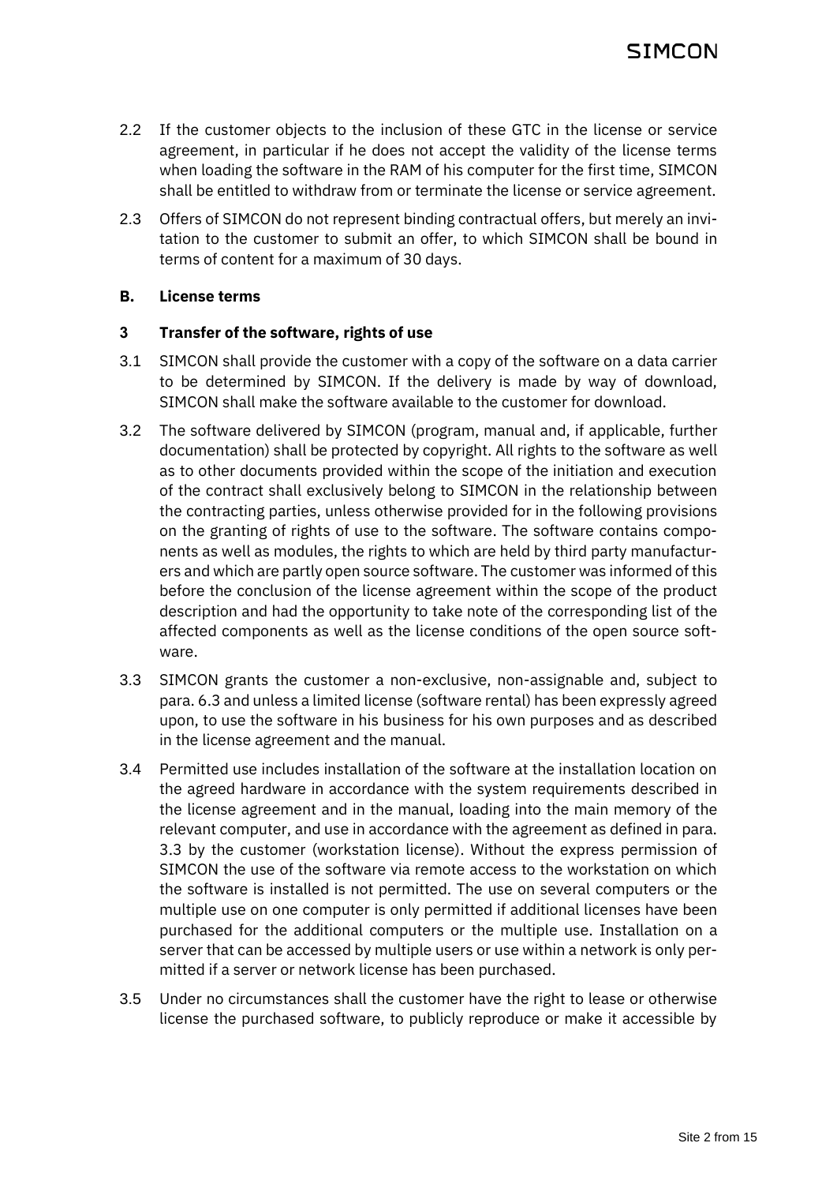2.2 If the customer objects to the inclusion of these GTC in the license or service agreement, in particular if he does not accept the validity of the license terms when loading the software in the RAM of his computer for the first time, SIMCON shall be entitled to withdraw from or terminate the license or service agreement.

2.3 Offers of SIMCON do not represent binding contractual offers, but merely an invitation to the customer to submit an offer, to which SIMCON shall be bound in terms of content for a maximum of 30 days.

## B. License terms

### 3 Transfer of the software, rights of use

3.1 SIMCON shall provide the customer with a copy of the software on a data carrier to be determined by SIMCON. If the delivery is made by way of download, SIMCON shall make the software available to the customer for download.

3.2 The software delivered by SIMCON (program, manual and, if applicable, further documentation) shall be protected by copyright. All rights to the software as well as to other documents provided within the scope of the initiation and execution of the contract shall exclusively belong to SIMCON in the relationship between the contracting parties, unless otherwise provided for in the following provisions on the granting of rights of use to the software. The software contains components as well as modules, the rights to which are held by third party manufacturers and which are partly open source software. The customer was informed of this before the conclusion of the license agreement within the scope of the product description and had the opportunity to take note of the corresponding list of the affected components as well as the license conditions of the open source software.

3.3 SIMCON grants the customer a non-exclusive, non-assignable and, subject to para. 6.3 and unless a limited license (software rental) has been expressly agreed upon, to use the software in his business for his own purposes and as described in the license agreement and the manual.

3.4 Permitted use includes installation of the software at the installation location on the agreed hardware in accordance with the system requirements described in the license agreement and in the manual, loading into the main memory of the relevant computer, and use in accordance with the agreement as defined in para. 3.3 by the customer (workstation license). Without the express permission of SIMCON the use of the software via remote access to the workstation on which the software is installed is not permitted. The use on several computers or the multiple use on one computer is only permitted if additional licenses have been purchased for the additional computers or the multiple use. Installation on a server that can be accessed by multiple users or use within a network is only permitted if a server or network license has been purchased.

3.5 Under no circumstances shall the customer have the right to lease or otherwise license the purchased software, to publicly reproduce or make it accessible by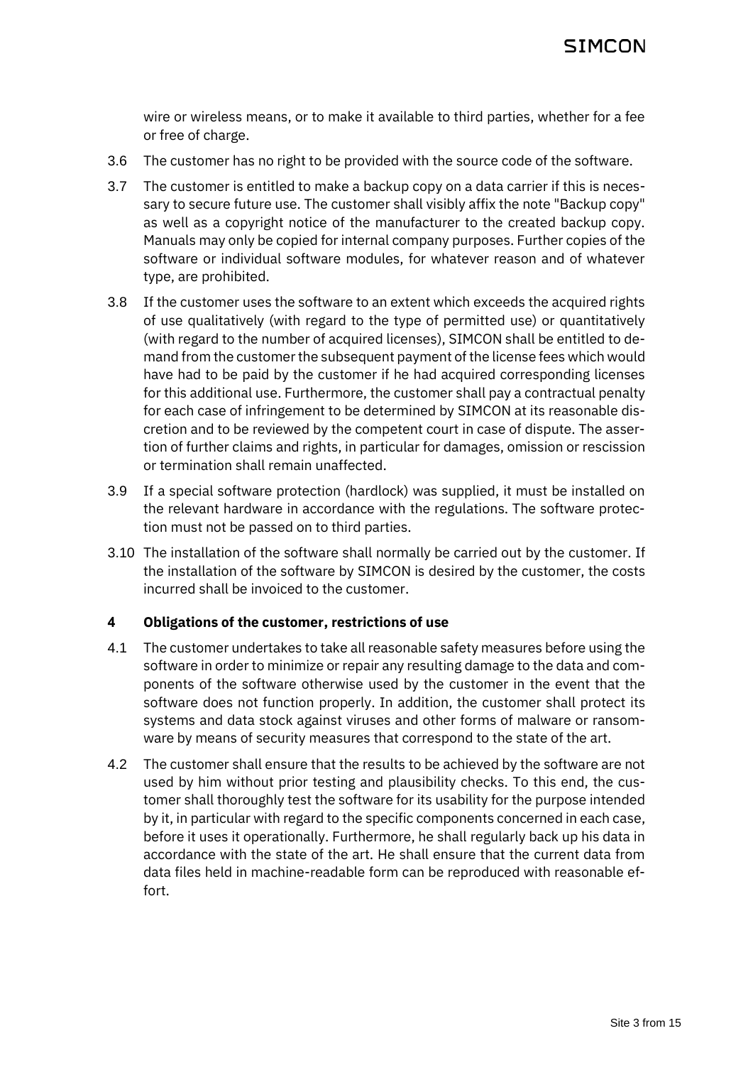wire or wireless means, or to make it available to third parties, whether for a fee or free of charge.

3.6 The customer has no right to be provided with the source code of the software.

3.7 The customer is entitled to make a backup copy on a data carrier if this is necessary to secure future use. The customer shall visibly affix the note "Backup copy" as well as a copyright notice of the manufacturer to the created backup copy. Manuals may only be copied for internal company purposes. Further copies of the software or individual software modules, for whatever reason and of whatever type, are prohibited.

3.8 If the customer uses the software to an extent which exceeds the acquired rights of use qualitatively (with regard to the type of permitted use) or quantitatively (with regard to the number of acquired licenses), SIMCON shall be entitled to demand from the customer the subsequent payment of the license fees which would have had to be paid by the customer if he had acquired corresponding licenses for this additional use. Furthermore, the customer shall pay a contractual penalty for each case of infringement to be determined by SIMCON at its reasonable discretion and to be reviewed by the competent court in case of dispute. The assertion of further claims and rights, in particular for damages, omission or rescission or termination shall remain unaffected.

3.9 If a special software protection (hardlock) was supplied, it must be installed on the relevant hardware in accordance with the regulations. The software protection must not be passed on to third parties.

3.10 The installation of the software shall normally be carried out by the customer. If the installation of the software by SIMCON is desired by the customer, the costs incurred shall be invoiced to the customer.

## 4 Obligations of the customer, restrictions of use

4.1 The customer undertakes to take all reasonable safety measures before using the software in order to minimize or repair any resulting damage to the data and components of the software otherwise used by the customer in the event that the software does not function properly. In addition, the customer shall protect its systems and data stock against viruses and other forms of malware or ransomware by means of security measures that correspond to the state of the art.

4.2 The customer shall ensure that the results to be achieved by the software are not used by him without prior testing and plausibility checks. To this end, the customer shall thoroughly test the software for its usability for the purpose intended by it, in particular with regard to the specific components concerned in each case, before it uses it operationally. Furthermore, he shall regularly back up his data in accordance with the state of the art. He shall ensure that the current data from data files held in machine-readable form can be reproduced with reasonable effort.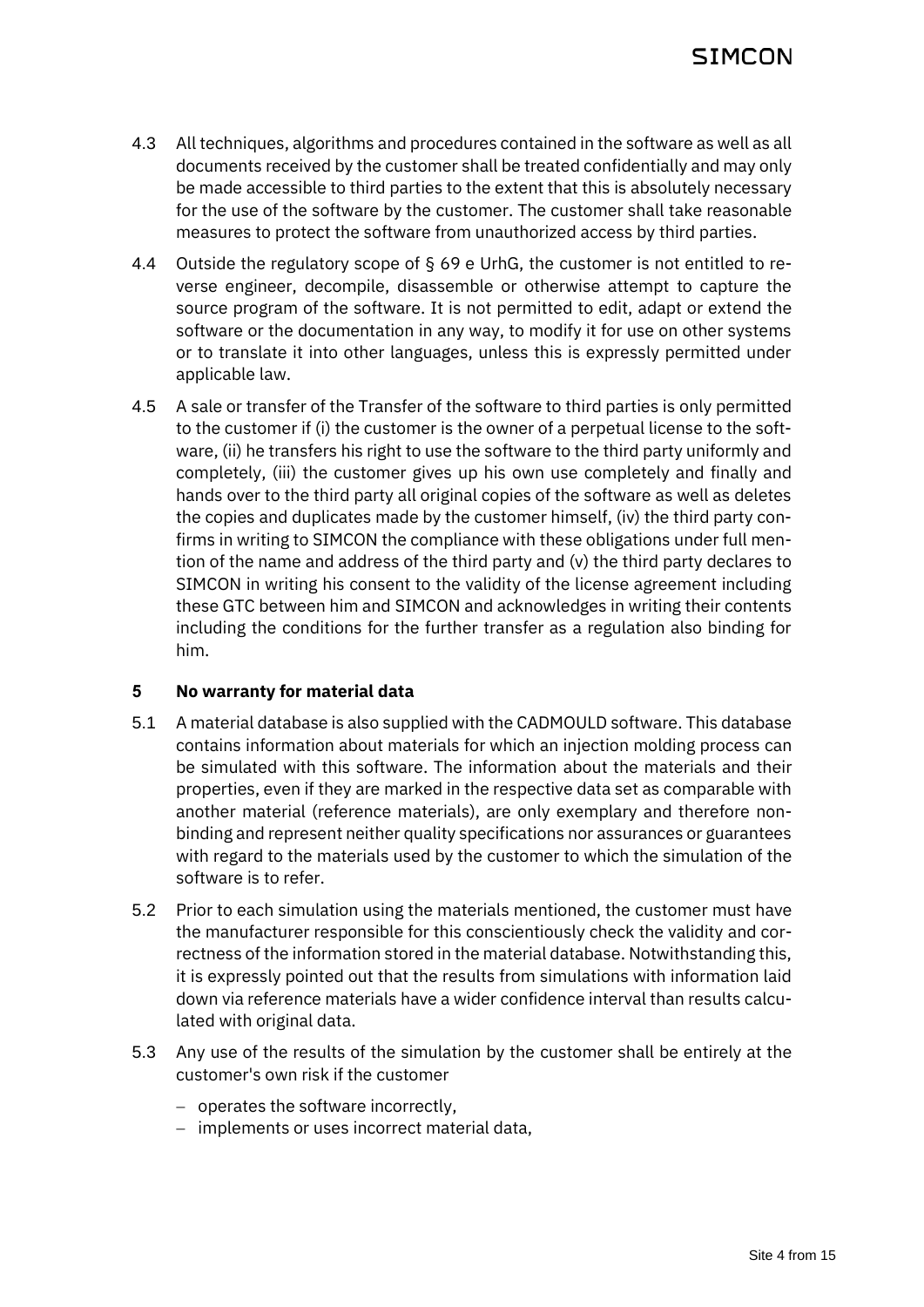4.3 All techniques, algorithms and procedures contained in the software as well as all documents received by the customer shall be treated confidentially and may only be made accessible to third parties to the extent that this is absolutely necessary for the use of the software by the customer. The customer shall take reasonable measures to protect the software from unauthorized access by third parties.

4.4 Outside the regulatory scope of § 69 e UrhG, the customer is not entitled to reverse engineer, decompile, disassemble or otherwise attempt to capture the source program of the software. It is not permitted to edit, adapt or extend the software or the documentation in any way, to modify it for use on other systems or to translate it into other languages, unless this is expressly permitted under applicable law.

4.5 A sale or transfer of the Transfer of the software to third parties is only permitted to the customer if (i) the customer is the owner of a perpetual license to the software, (ii) he transfers his right to use the software to the third party uniformly and completely, (iii) the customer gives up his own use completely and finally and hands over to the third party all original copies of the software as well as deletes the copies and duplicates made by the customer himself, (iv) the third party confirms in writing to SIMCON the compliance with these obligations under full mention of the name and address of the third party and (v) the third party declares to SIMCON in writing his consent to the validity of the license agreement including these GTC between him and SIMCON and acknowledges in writing their contents including the conditions for the further transfer as a regulation also binding for him.

## 5 No warranty for material data

5.1 A material database is also supplied with the CADMOULD software. This database contains information about materials for which an injection molding process can be simulated with this software. The information about the materials and their properties, even if they are marked in the respective data set as comparable with another material (reference materials), are only exemplary and therefore non-binding and represent neither quality specifications nor assurances or guarantees with regard to the materials used by the customer to which the simulation of the software is to refer.

5.2 Prior to each simulation using the materials mentioned, the customer must have the manufacturer responsible for this conscientiously check the validity and correctness of the information stored in the material database. Notwithstanding this, it is expressly pointed out that the results from simulations with information laid down via reference materials have a wider confidence interval than results calculated with original data.

5.3 Any use of the results of the simulation by the customer shall be entirely at the customer's own risk if the customer

- operates the software incorrectly,
- implements or uses incorrect material data,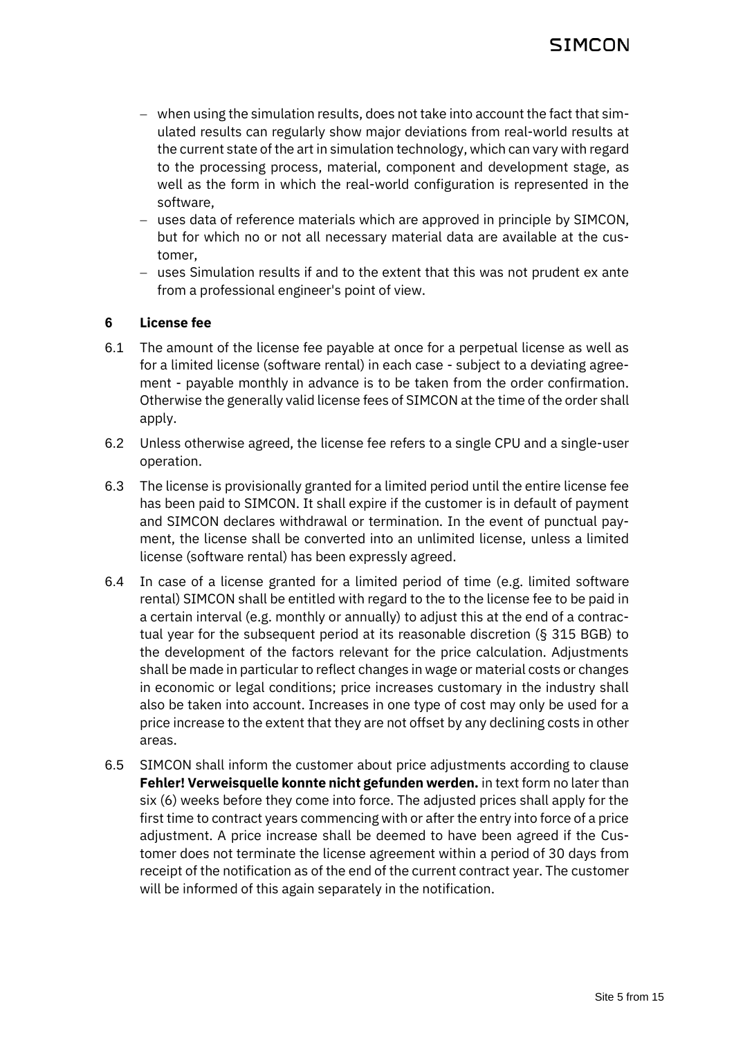- when using the simulation results, does not take into account the fact that simulated results can regularly show major deviations from real-world results at the current state of the art in simulation technology, which can vary with regard to the processing process, material, component and development stage, as well as the form in which the real-world configuration is represented in the software,
- uses data of reference materials which are approved in principle by SIMCON, but for which no or not all necessary material data are available at the customer,
- uses Simulation results if and to the extent that this was not prudent ex ante from a professional engineer's point of view.

## 6 License fee

6.1 The amount of the license fee payable at once for a perpetual license as well as for a limited license (software rental) in each case - subject to a deviating agreement - payable monthly in advance is to be taken from the order confirmation. Otherwise the generally valid license fees of SIMCON at the time of the order shall apply.

6.2 Unless otherwise agreed, the license fee refers to a single CPU and a single-user operation.

6.3 The license is provisionally granted for a limited period until the entire license fee has been paid to SIMCON. It shall expire if the customer is in default of payment and SIMCON declares withdrawal or termination. In the event of punctual payment, the license shall be converted into an unlimited license, unless a limited license (software rental) has been expressly agreed.

6.4 In case of a license granted for a limited period of time (e.g. limited software rental) SIMCON shall be entitled with regard to the to the license fee to be paid in a certain interval (e.g. monthly or annually) to adjust this at the end of a contractual year for the subsequent period at its reasonable discretion (§ 315 BGB) to the development of the factors relevant for the price calculation. Adjustments shall be made in particular to reflect changes in wage or material costs or changes in economic or legal conditions; price increases customary in the industry shall also be taken into account. Increases in one type of cost may only be used for a price increase to the extent that they are not offset by any declining costs in other areas.

6.5 SIMCON shall inform the customer about price adjustments according to clause **Fehler! Verweisquelle konnte nicht gefunden werden.** in text form no later than six (6) weeks before they come into force. The adjusted prices shall apply for the first time to contract years commencing with or after the entry into force of a price adjustment. A price increase shall be deemed to have been agreed if the Customer does not terminate the license agreement within a period of 30 days from receipt of the notification as of the end of the current contract year. The customer will be informed of this again separately in the notification.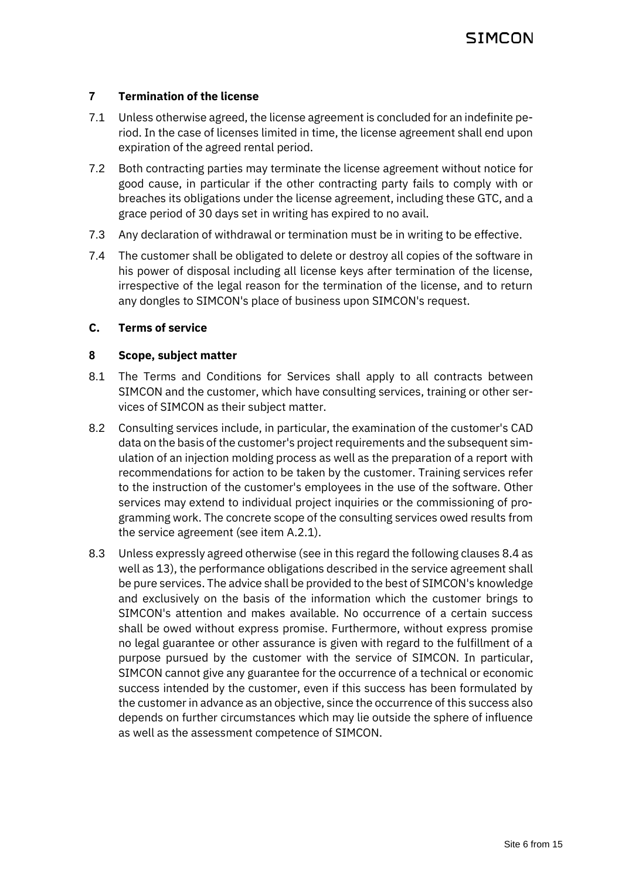## 7 Termination of the license

7.1 Unless otherwise agreed, the license agreement is concluded for an indefinite period. In the case of licenses limited in time, the license agreement shall end upon expiration of the agreed rental period.

7.2 Both contracting parties may terminate the license agreement without notice for good cause, in particular if the other contracting party fails to comply with or breaches its obligations under the license agreement, including these GTC, and a grace period of 30 days set in writing has expired to no avail.

7.3 Any declaration of withdrawal or termination must be in writing to be effective.

7.4 The customer shall be obligated to delete or destroy all copies of the software in his power of disposal including all license keys after termination of the license, irrespective of the legal reason for the termination of the license, and to return any dongles to SIMCON's place of business upon SIMCON's request.

# C. Terms of service

## 8 Scope, subject matter

8.1 The Terms and Conditions for Services shall apply to all contracts between SIMCON and the customer, which have consulting services, training or other services of SIMCON as their subject matter.

8.2 Consulting services include, in particular, the examination of the customer's CAD data on the basis of the customer's project requirements and the subsequent simulation of an injection molding process as well as the preparation of a report with recommendations for action to be taken by the customer. Training services refer to the instruction of the customer's employees in the use of the software. Other services may extend to individual project inquiries or the commissioning of programming work. The concrete scope of the consulting services owed results from the service agreement (see item A.2.1).

8.3 Unless expressly agreed otherwise (see in this regard the following clauses 8.4 as well as 13), the performance obligations described in the service agreement shall be pure services. The advice shall be provided to the best of SIMCON's knowledge and exclusively on the basis of the information which the customer brings to SIMCON's attention and makes available. No occurrence of a certain success shall be owed without express promise. Furthermore, without express promise no legal guarantee or other assurance is given with regard to the fulfillment of a purpose pursued by the customer with the service of SIMCON. In particular, SIMCON cannot give any guarantee for the occurrence of a technical or economic success intended by the customer, even if this success has been formulated by the customer in advance as an objective, since the occurrence of this success also depends on further circumstances which may lie outside the sphere of influence as well as the assessment competence of SIMCON.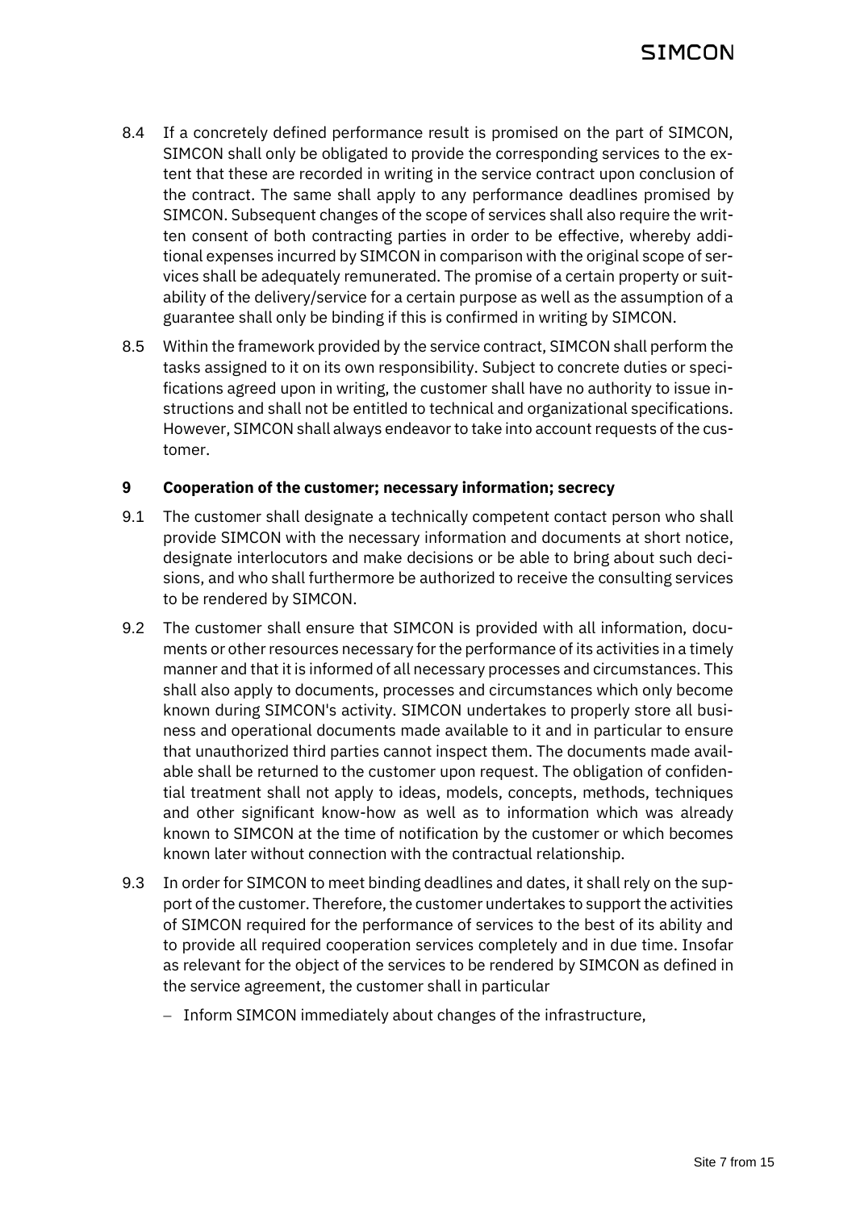8.4 If a concretely defined performance result is promised on the part of SIMCON, SIMCON shall only be obligated to provide the corresponding services to the extent that these are recorded in writing in the service contract upon conclusion of the contract. The same shall apply to any performance deadlines promised by SIMCON. Subsequent changes of the scope of services shall also require the written consent of both contracting parties in order to be effective, whereby additional expenses incurred by SIMCON in comparison with the original scope of services shall be adequately remunerated. The promise of a certain property or suitability of the delivery/service for a certain purpose as well as the assumption of a guarantee shall only be binding if this is confirmed in writing by SIMCON.

8.5 Within the framework provided by the service contract, SIMCON shall perform the tasks assigned to it on its own responsibility. Subject to concrete duties or specifications agreed upon in writing, the customer shall have no authority to issue instructions and shall not be entitled to technical and organizational specifications. However, SIMCON shall always endeavor to take into account requests of the customer.

## 9 Cooperation of the customer; necessary information; secrecy

9.1 The customer shall designate a technically competent contact person who shall provide SIMCON with the necessary information and documents at short notice, designate interlocutors and make decisions or be able to bring about such decisions, and who shall furthermore be authorized to receive the consulting services to be rendered by SIMCON.

9.2 The customer shall ensure that SIMCON is provided with all information, documents or other resources necessary for the performance of its activities in a timely manner and that it is informed of all necessary processes and circumstances. This shall also apply to documents, processes and circumstances which only become known during SIMCON's activity. SIMCON undertakes to properly store all business and operational documents made available to it and in particular to ensure that unauthorized third parties cannot inspect them. The documents made available shall be returned to the customer upon request. The obligation of confidential treatment shall not apply to ideas, models, concepts, methods, techniques and other significant know-how as well as to information which was already known to SIMCON at the time of notification by the customer or which becomes known later without connection with the contractual relationship.

9.3 In order for SIMCON to meet binding deadlines and dates, it shall rely on the support of the customer. Therefore, the customer undertakes to support the activities of SIMCON required for the performance of services to the best of its ability and to provide all required cooperation services completely and in due time. Insofar as relevant for the object of the services to be rendered by SIMCON as defined in the service agreement, the customer shall in particular

- Inform SIMCON immediately about changes of the infrastructure,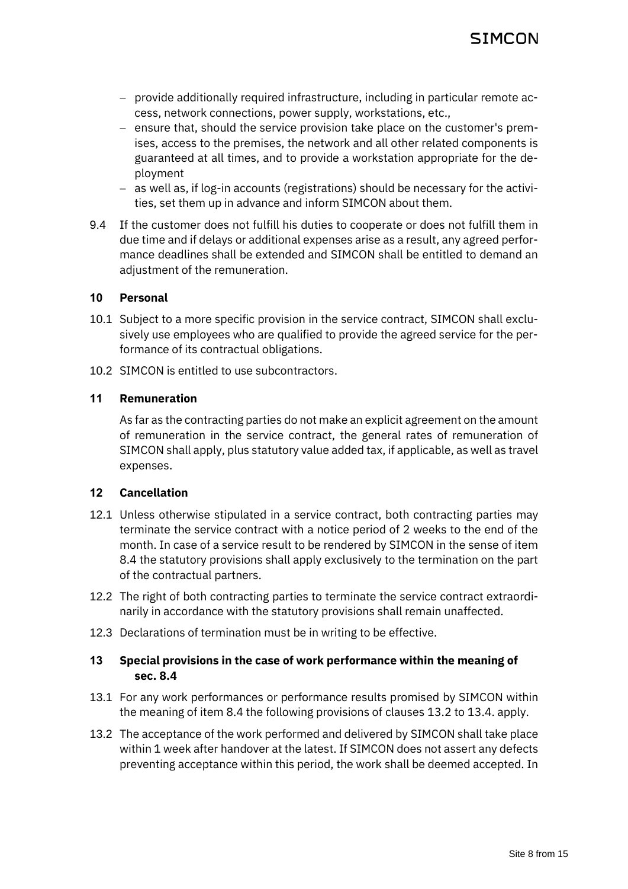- provide additionally required infrastructure, including in particular remote access, network connections, power supply, workstations, etc.,
- ensure that, should the service provision take place on the customer's premises, access to the premises, the network and all other related components is guaranteed at all times, and to provide a workstation appropriate for the deployment
- as well as, if log-in accounts (registrations) should be necessary for the activities, set them up in advance and inform SIMCON about them.

9.4 If the customer does not fulfill his duties to cooperate or does not fulfill them in due time and if delays or additional expenses arise as a result, any agreed performance deadlines shall be extended and SIMCON shall be entitled to demand an adjustment of the remuneration.

## 10 Personal

10.1 Subject to a more specific provision in the service contract, SIMCON shall exclusively use employees who are qualified to provide the agreed service for the performance of its contractual obligations.

10.2 SIMCON is entitled to use subcontractors.

## 11 Remuneration

As far as the contracting parties do not make an explicit agreement on the amount of remuneration in the service contract, the general rates of remuneration of SIMCON shall apply, plus statutory value added tax, if applicable, as well as travel expenses.

## 12 Cancellation

12.1 Unless otherwise stipulated in a service contract, both contracting parties may terminate the service contract with a notice period of 2 weeks to the end of the month. In case of a service result to be rendered by SIMCON in the sense of item 8.4 the statutory provisions shall apply exclusively to the termination on the part of the contractual partners.

12.2 The right of both contracting parties to terminate the service contract extraordinarily in accordance with the statutory provisions shall remain unaffected.

12.3 Declarations of termination must be in writing to be effective.

## 13 Special provisions in the case of work performance within the meaning of sec. 8.4

13.1 For any work performances or performance results promised by SIMCON within the meaning of item 8.4 the following provisions of clauses 13.2 to 13.4. apply.

13.2 The acceptance of the work performed and delivered by SIMCON shall take place within 1 week after handover at the latest. If SIMCON does not assert any defects preventing acceptance within this period, the work shall be deemed accepted. In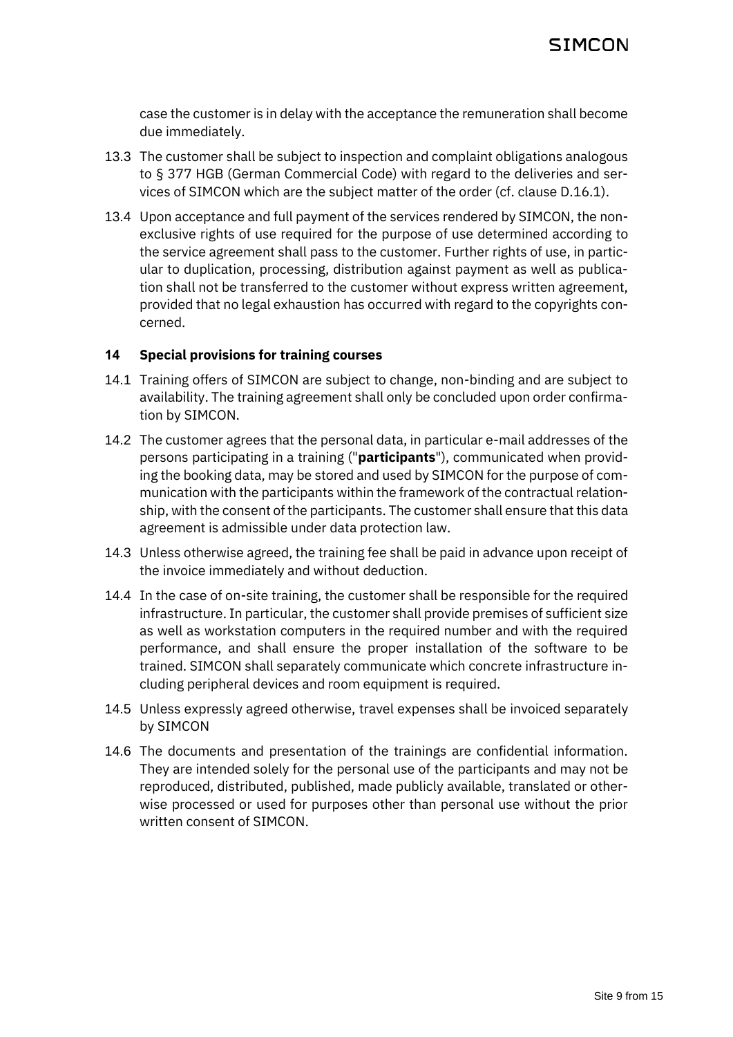case the customer is in delay with the acceptance the remuneration shall become due immediately.

13.3 The customer shall be subject to inspection and complaint obligations analogous to § 377 HGB (German Commercial Code) with regard to the deliveries and services of SIMCON which are the subject matter of the order (cf. clause D.16.1).

13.4 Upon acceptance and full payment of the services rendered by SIMCON, the non-exclusive rights of use required for the purpose of use determined according to the service agreement shall pass to the customer. Further rights of use, in particular to duplication, processing, distribution against payment as well as publication shall not be transferred to the customer without express written agreement, provided that no legal exhaustion has occurred with regard to the copyrights concerned.

## 14 Special provisions for training courses

14.1 Training offers of SIMCON are subject to change, non-binding and are subject to availability. The training agreement shall only be concluded upon order confirmation by SIMCON.

14.2 The customer agrees that the personal data, in particular e-mail addresses of the persons participating in a training ("**participants**"), communicated when providing the booking data, may be stored and used by SIMCON for the purpose of communication with the participants within the framework of the contractual relationship, with the consent of the participants. The customer shall ensure that this data agreement is admissible under data protection law.

14.3 Unless otherwise agreed, the training fee shall be paid in advance upon receipt of the invoice immediately and without deduction.

14.4 In the case of on-site training, the customer shall be responsible for the required infrastructure. In particular, the customer shall provide premises of sufficient size as well as workstation computers in the required number and with the required performance, and shall ensure the proper installation of the software to be trained. SIMCON shall separately communicate which concrete infrastructure including peripheral devices and room equipment is required.

14.5 Unless expressly agreed otherwise, travel expenses shall be invoiced separately by SIMCON

14.6 The documents and presentation of the trainings are confidential information. They are intended solely for the personal use of the participants and may not be reproduced, distributed, published, made publicly available, translated or otherwise processed or used for purposes other than personal use without the prior written consent of SIMCON.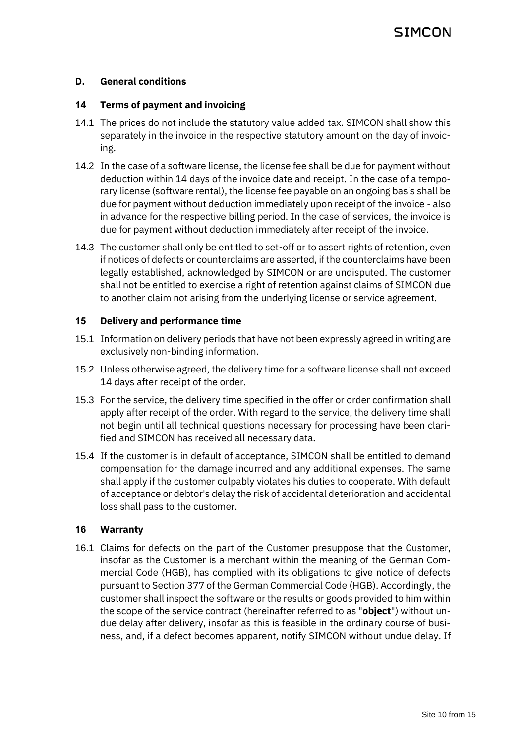## D. General conditions

### 14 Terms of payment and invoicing

14.1 The prices do not include the statutory value added tax. SIMCON shall show this separately in the invoice in the respective statutory amount on the day of invoicing.

14.2 In the case of a software license, the license fee shall be due for payment without deduction within 14 days of the invoice date and receipt. In the case of a temporary license (software rental), the license fee payable on an ongoing basis shall be due for payment without deduction immediately upon receipt of the invoice - also in advance for the respective billing period. In the case of services, the invoice is due for payment without deduction immediately after receipt of the invoice.

14.3 The customer shall only be entitled to set-off or to assert rights of retention, even if notices of defects or counterclaims are asserted, if the counterclaims have been legally established, acknowledged by SIMCON or are undisputed. The customer shall not be entitled to exercise a right of retention against claims of SIMCON due to another claim not arising from the underlying license or service agreement.

### 15 Delivery and performance time

15.1 Information on delivery periods that have not been expressly agreed in writing are exclusively non-binding information.

15.2 Unless otherwise agreed, the delivery time for a software license shall not exceed 14 days after receipt of the order.

15.3 For the service, the delivery time specified in the offer or order confirmation shall apply after receipt of the order. With regard to the service, the delivery time shall not begin until all technical questions necessary for processing have been clarified and SIMCON has received all necessary data.

15.4 If the customer is in default of acceptance, SIMCON shall be entitled to demand compensation for the damage incurred and any additional expenses. The same shall apply if the customer culpably violates his duties to cooperate. With default of acceptance or debtor's delay the risk of accidental deterioration and accidental loss shall pass to the customer.

### 16 Warranty

16.1 Claims for defects on the part of the Customer presuppose that the Customer, insofar as the Customer is a merchant within the meaning of the German Commercial Code (HGB), has complied with its obligations to give notice of defects pursuant to Section 377 of the German Commercial Code (HGB). Accordingly, the customer shall inspect the software or the results or goods provided to him within the scope of the service contract (hereinafter referred to as "**object**") without undue delay after delivery, insofar as this is feasible in the ordinary course of business, and, if a defect becomes apparent, notify SIMCON without undue delay. If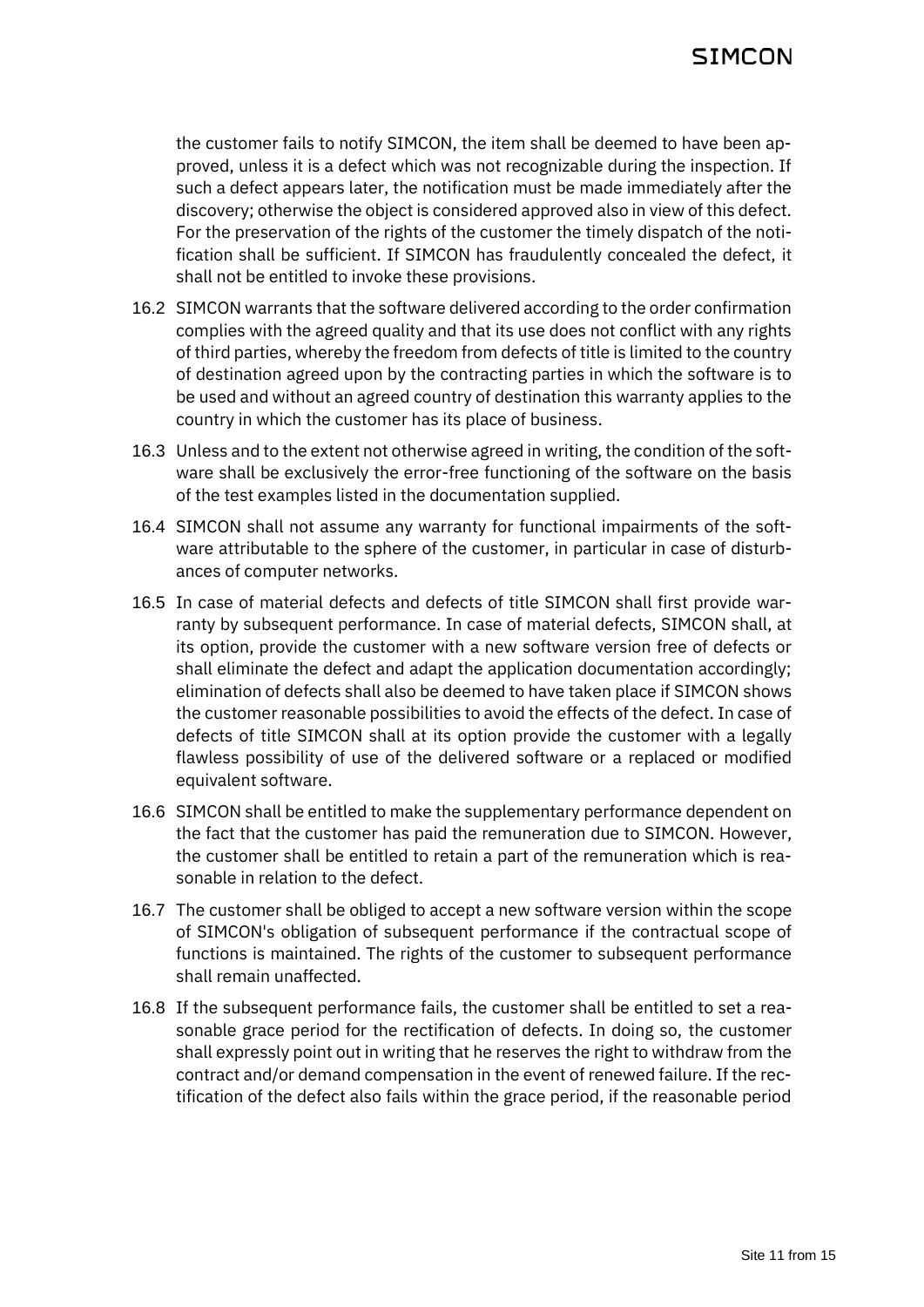the customer fails to notify SIMCON, the item shall be deemed to have been approved, unless it is a defect which was not recognizable during the inspection. If such a defect appears later, the notification must be made immediately after the discovery; otherwise the object is considered approved also in view of this defect. For the preservation of the rights of the customer the timely dispatch of the notification shall be sufficient. If SIMCON has fraudulently concealed the defect, it shall not be entitled to invoke these provisions.

16.2 SIMCON warrants that the software delivered according to the order confirmation complies with the agreed quality and that its use does not conflict with any rights of third parties, whereby the freedom from defects of title is limited to the country of destination agreed upon by the contracting parties in which the software is to be used and without an agreed country of destination this warranty applies to the country in which the customer has its place of business.

16.3 Unless and to the extent not otherwise agreed in writing, the condition of the software shall be exclusively the error-free functioning of the software on the basis of the test examples listed in the documentation supplied.

16.4 SIMCON shall not assume any warranty for functional impairments of the software attributable to the sphere of the customer, in particular in case of disturbances of computer networks.

16.5 In case of material defects and defects of title SIMCON shall first provide warranty by subsequent performance. In case of material defects, SIMCON shall, at its option, provide the customer with a new software version free of defects or shall eliminate the defect and adapt the application documentation accordingly; elimination of defects shall also be deemed to have taken place if SIMCON shows the customer reasonable possibilities to avoid the effects of the defect. In case of defects of title SIMCON shall at its option provide the customer with a legally flawless possibility of use of the delivered software or a replaced or modified equivalent software.

16.6 SIMCON shall be entitled to make the supplementary performance dependent on the fact that the customer has paid the remuneration due to SIMCON. However, the customer shall be entitled to retain a part of the remuneration which is reasonable in relation to the defect.

16.7 The customer shall be obliged to accept a new software version within the scope of SIMCON's obligation of subsequent performance if the contractual scope of functions is maintained. The rights of the customer to subsequent performance shall remain unaffected.

16.8 If the subsequent performance fails, the customer shall be entitled to set a reasonable grace period for the rectification of defects. In doing so, the customer shall expressly point out in writing that he reserves the right to withdraw from the contract and/or demand compensation in the event of renewed failure. If the rectification of the defect also fails within the grace period, if the reasonable period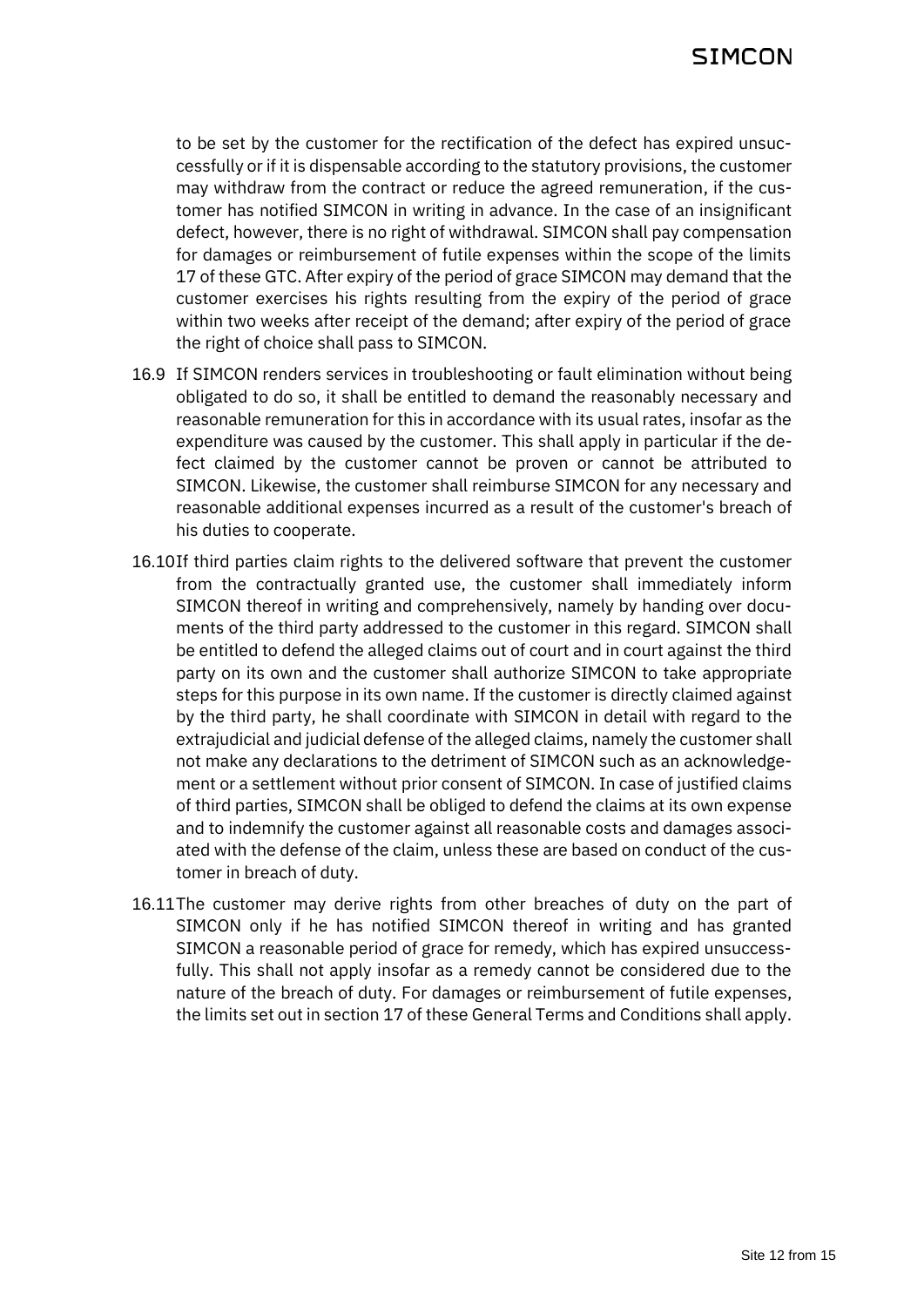to be set by the customer for the rectification of the defect has expired unsuccessfully or if it is dispensable according to the statutory provisions, the customer may withdraw from the contract or reduce the agreed remuneration, if the customer has notified SIMCON in writing in advance. In the case of an insignificant defect, however, there is no right of withdrawal. SIMCON shall pay compensation for damages or reimbursement of futile expenses within the scope of the limits 17 of these GTC. After expiry of the period of grace SIMCON may demand that the customer exercises his rights resulting from the expiry of the period of grace within two weeks after receipt of the demand; after expiry of the period of grace the right of choice shall pass to SIMCON.

16.9 If SIMCON renders services in troubleshooting or fault elimination without being obligated to do so, it shall be entitled to demand the reasonably necessary and reasonable remuneration for this in accordance with its usual rates, insofar as the expenditure was caused by the customer. This shall apply in particular if the defect claimed by the customer cannot be proven or cannot be attributed to SIMCON. Likewise, the customer shall reimburse SIMCON for any necessary and reasonable additional expenses incurred as a result of the customer's breach of his duties to cooperate.

16.10 If third parties claim rights to the delivered software that prevent the customer from the contractually granted use, the customer shall immediately inform SIMCON thereof in writing and comprehensively, namely by handing over documents of the third party addressed to the customer in this regard. SIMCON shall be entitled to defend the alleged claims out of court and in court against the third party on its own and the customer shall authorize SIMCON to take appropriate steps for this purpose in its own name. If the customer is directly claimed against by the third party, he shall coordinate with SIMCON in detail with regard to the extrajudicial and judicial defense of the alleged claims, namely the customer shall not make any declarations to the detriment of SIMCON such as an acknowledgement or a settlement without prior consent of SIMCON. In case of justified claims of third parties, SIMCON shall be obliged to defend the claims at its own expense and to indemnify the customer against all reasonable costs and damages associated with the defense of the claim, unless these are based on conduct of the customer in breach of duty.

16.11 The customer may derive rights from other breaches of duty on the part of SIMCON only if he has notified SIMCON thereof in writing and has granted SIMCON a reasonable period of grace for remedy, which has expired unsuccessfully. This shall not apply insofar as a remedy cannot be considered due to the nature of the breach of duty. For damages or reimbursement of futile expenses, the limits set out in section 17 of these General Terms and Conditions shall apply.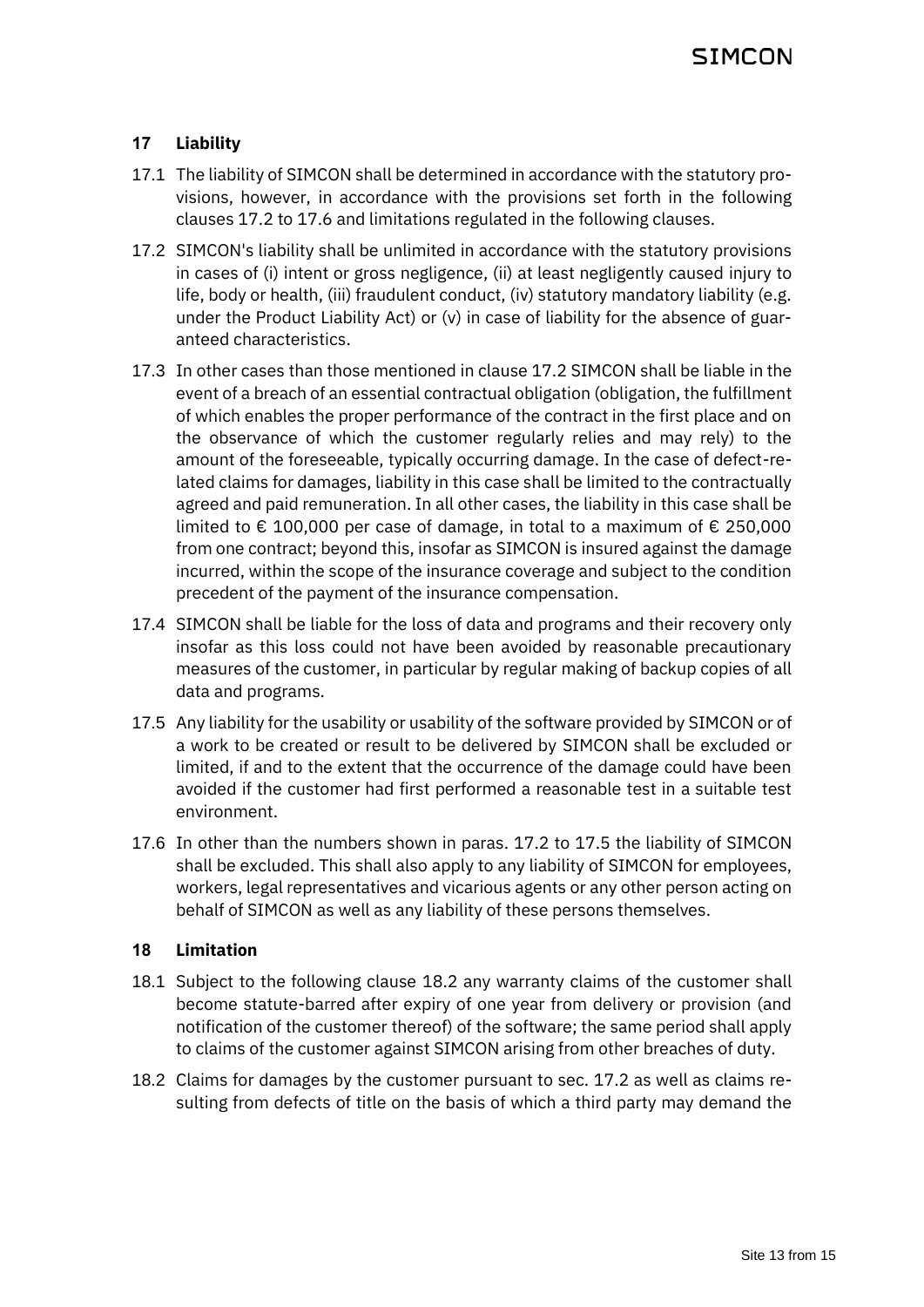## 17 Liability

17.1 The liability of SIMCON shall be determined in accordance with the statutory provisions, however, in accordance with the provisions set forth in the following clauses 17.2 to 17.6 and limitations regulated in the following clauses.

17.2 SIMCON's liability shall be unlimited in accordance with the statutory provisions in cases of (i) intent or gross negligence, (ii) at least negligently caused injury to life, body or health, (iii) fraudulent conduct, (iv) statutory mandatory liability (e.g. under the Product Liability Act) or (v) in case of liability for the absence of guaranteed characteristics.

17.3 In other cases than those mentioned in clause 17.2 SIMCON shall be liable in the event of a breach of an essential contractual obligation (obligation, the fulfillment of which enables the proper performance of the contract in the first place and on the observance of which the customer regularly relies and may rely) to the amount of the foreseeable, typically occurring damage. In the case of defect-related claims for damages, liability in this case shall be limited to the contractually agreed and paid remuneration. In all other cases, the liability in this case shall be limited to € 100,000 per case of damage, in total to a maximum of € 250,000 from one contract; beyond this, insofar as SIMCON is insured against the damage incurred, within the scope of the insurance coverage and subject to the condition precedent of the payment of the insurance compensation.

17.4 SIMCON shall be liable for the loss of data and programs and their recovery only insofar as this loss could not have been avoided by reasonable precautionary measures of the customer, in particular by regular making of backup copies of all data and programs.

17.5 Any liability for the usability or usability of the software provided by SIMCON or of a work to be created or result to be delivered by SIMCON shall be excluded or limited, if and to the extent that the occurrence of the damage could have been avoided if the customer had first performed a reasonable test in a suitable test environment.

17.6 In other than the numbers shown in paras. 17.2 to 17.5 the liability of SIMCON shall be excluded. This shall also apply to any liability of SIMCON for employees, workers, legal representatives and vicarious agents or any other person acting on behalf of SIMCON as well as any liability of these persons themselves.

## 18 Limitation

18.1 Subject to the following clause 18.2 any warranty claims of the customer shall become statute-barred after expiry of one year from delivery or provision (and notification of the customer thereof) of the software; the same period shall apply to claims of the customer against SIMCON arising from other breaches of duty.

18.2 Claims for damages by the customer pursuant to sec. 17.2 as well as claims resulting from defects of title on the basis of which a third party may demand the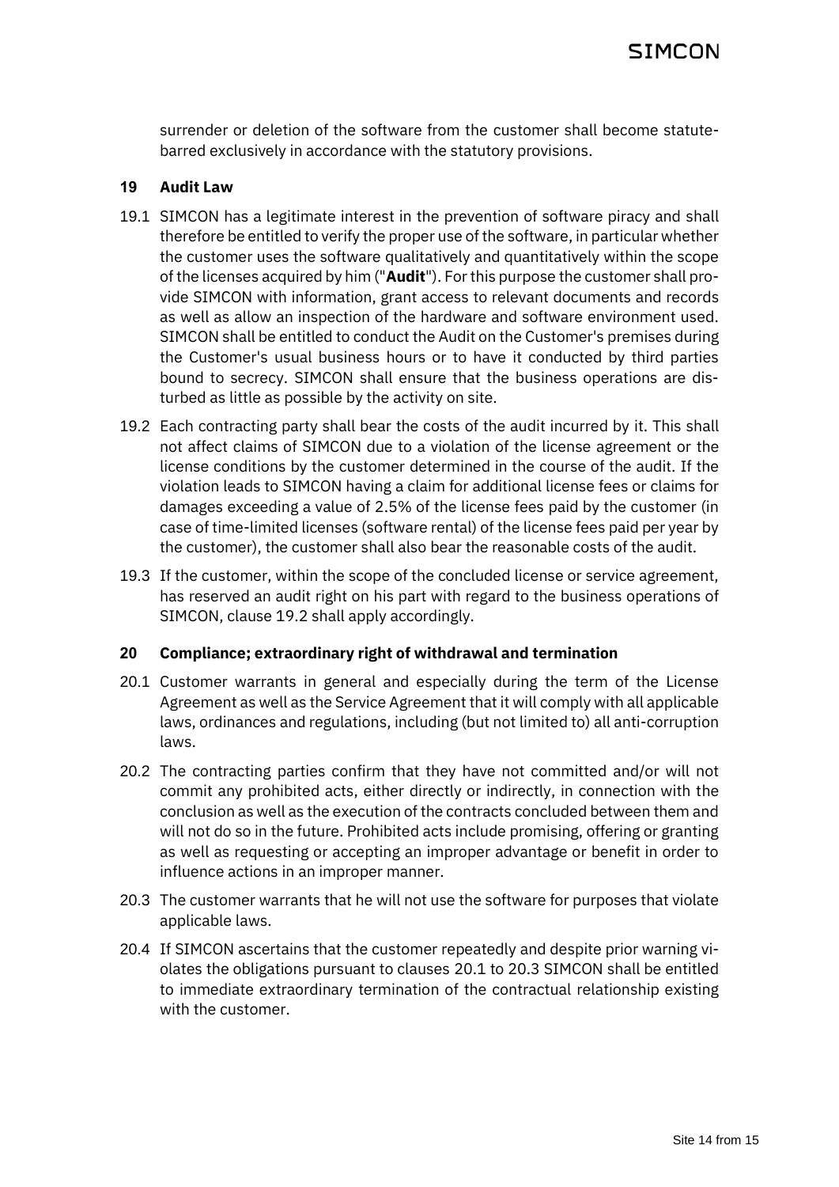surrender or deletion of the software from the customer shall become statute-barred exclusively in accordance with the statutory provisions.

## 19 Audit Law

19.1 SIMCON has a legitimate interest in the prevention of software piracy and shall therefore be entitled to verify the proper use of the software, in particular whether the customer uses the software qualitatively and quantitatively within the scope of the licenses acquired by him ("**Audit**"). For this purpose the customer shall provide SIMCON with information, grant access to relevant documents and records as well as allow an inspection of the hardware and software environment used. SIMCON shall be entitled to conduct the Audit on the Customer's premises during the Customer's usual business hours or to have it conducted by third parties bound to secrecy. SIMCON shall ensure that the business operations are disturbed as little as possible by the activity on site.

19.2 Each contracting party shall bear the costs of the audit incurred by it. This shall not affect claims of SIMCON due to a violation of the license agreement or the license conditions by the customer determined in the course of the audit. If the violation leads to SIMCON having a claim for additional license fees or claims for damages exceeding a value of 2.5% of the license fees paid by the customer (in case of time-limited licenses (software rental) of the license fees paid per year by the customer), the customer shall also bear the reasonable costs of the audit.

19.3 If the customer, within the scope of the concluded license or service agreement, has reserved an audit right on his part with regard to the business operations of SIMCON, clause 19.2 shall apply accordingly.

## 20 Compliance; extraordinary right of withdrawal and termination

20.1 Customer warrants in general and especially during the term of the License Agreement as well as the Service Agreement that it will comply with all applicable laws, ordinances and regulations, including (but not limited to) all anti-corruption laws.

20.2 The contracting parties confirm that they have not committed and/or will not commit any prohibited acts, either directly or indirectly, in connection with the conclusion as well as the execution of the contracts concluded between them and will not do so in the future. Prohibited acts include promising, offering or granting as well as requesting or accepting an improper advantage or benefit in order to influence actions in an improper manner.

20.3 The customer warrants that he will not use the software for purposes that violate applicable laws.

20.4 If SIMCON ascertains that the customer repeatedly and despite prior warning violates the obligations pursuant to clauses 20.1 to 20.3 SIMCON shall be entitled to immediate extraordinary termination of the contractual relationship existing with the customer.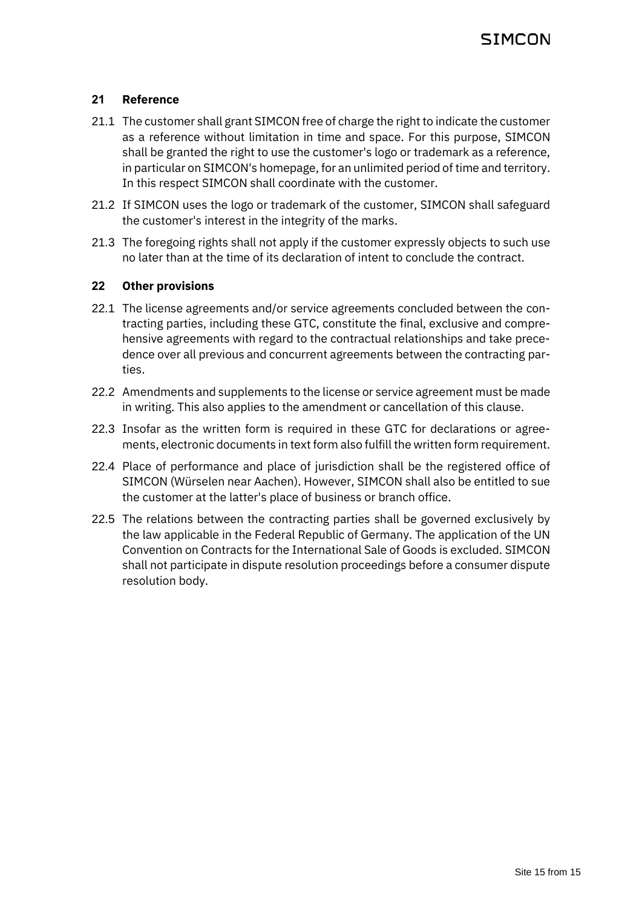## 21 Reference

21.1 The customer shall grant SIMCON free of charge the right to indicate the customer as a reference without limitation in time and space. For this purpose, SIMCON shall be granted the right to use the customer's logo or trademark as a reference, in particular on SIMCON's homepage, for an unlimited period of time and territory. In this respect SIMCON shall coordinate with the customer.

21.2 If SIMCON uses the logo or trademark of the customer, SIMCON shall safeguard the customer's interest in the integrity of the marks.

21.3 The foregoing rights shall not apply if the customer expressly objects to such use no later than at the time of its declaration of intent to conclude the contract.

## 22 Other provisions

22.1 The license agreements and/or service agreements concluded between the contracting parties, including these GTC, constitute the final, exclusive and comprehensive agreements with regard to the contractual relationships and take precedence over all previous and concurrent agreements between the contracting parties.

22.2 Amendments and supplements to the license or service agreement must be made in writing. This also applies to the amendment or cancellation of this clause.

22.3 Insofar as the written form is required in these GTC for declarations or agreements, electronic documents in text form also fulfill the written form requirement.

22.4 Place of performance and place of jurisdiction shall be the registered office of SIMCON (Würselen near Aachen). However, SIMCON shall also be entitled to sue the customer at the latter's place of business or branch office.

22.5 The relations between the contracting parties shall be governed exclusively by the law applicable in the Federal Republic of Germany. The application of the UN Convention on Contracts for the International Sale of Goods is excluded. SIMCON shall not participate in dispute resolution proceedings before a consumer dispute resolution body.